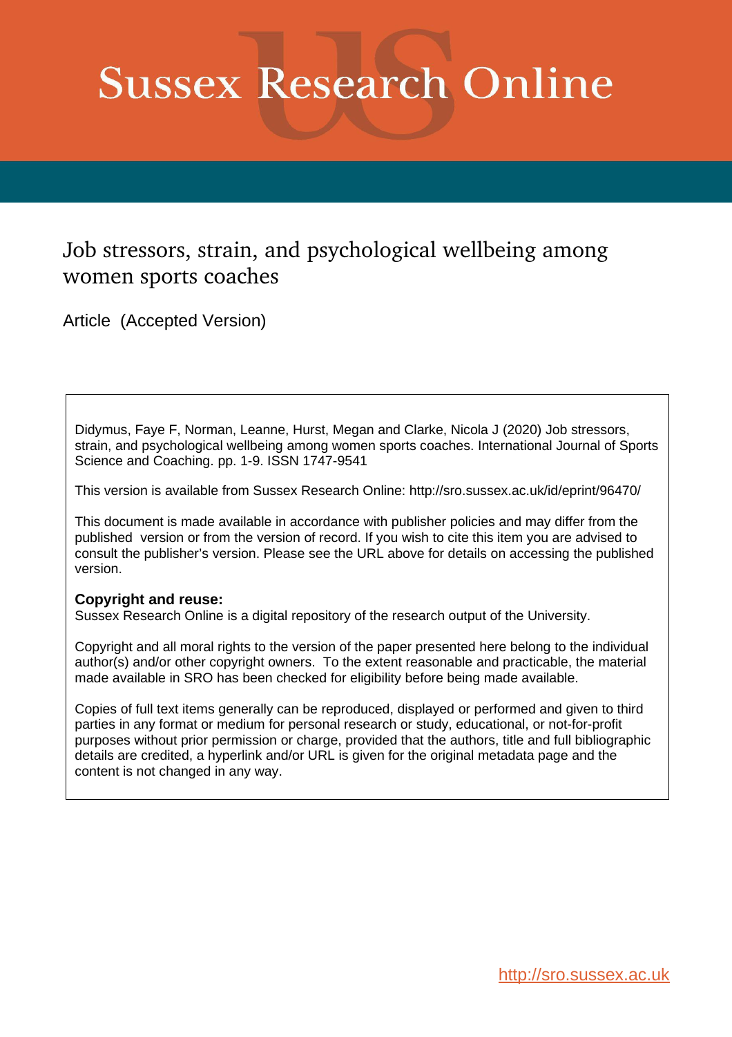# Sussex Research Online

## Job stressors, strain, and psychological wellbeing among women sports coaches

Article (Accepted Version)

Didymus, Faye F, Norman, Leanne, Hurst, Megan and Clarke, Nicola J (2020) Job stressors, strain, and psychological wellbeing among women sports coaches. International Journal of Sports Science and Coaching. pp. 1-9. ISSN 1747-9541

This version is available from Sussex Research Online: http://sro.sussex.ac.uk/id/eprint/96470/

This document is made available in accordance with publisher policies and may differ from the published version or from the version of record. If you wish to cite this item you are advised to consult the publisher's version. Please see the URL above for details on accessing the published version.

**Copyright and reuse:**
Sussex Research Online is a digital repository of the research output of the University.

Copyright and all moral rights to the version of the paper presented here belong to the individual author(s) and/or other copyright owners. To the extent reasonable and practicable, the material made available in SRO has been checked for eligibility before being made available.

Copies of full text items generally can be reproduced, displayed or performed and given to third parties in any format or medium for personal research or study, educational, or not-for-profit purposes without prior permission or charge, provided that the authors, title and full bibliographic details are credited, a hyperlink and/or URL is given for the original metadata page and the content is not changed in any way.

http://sro.sussex.ac.uk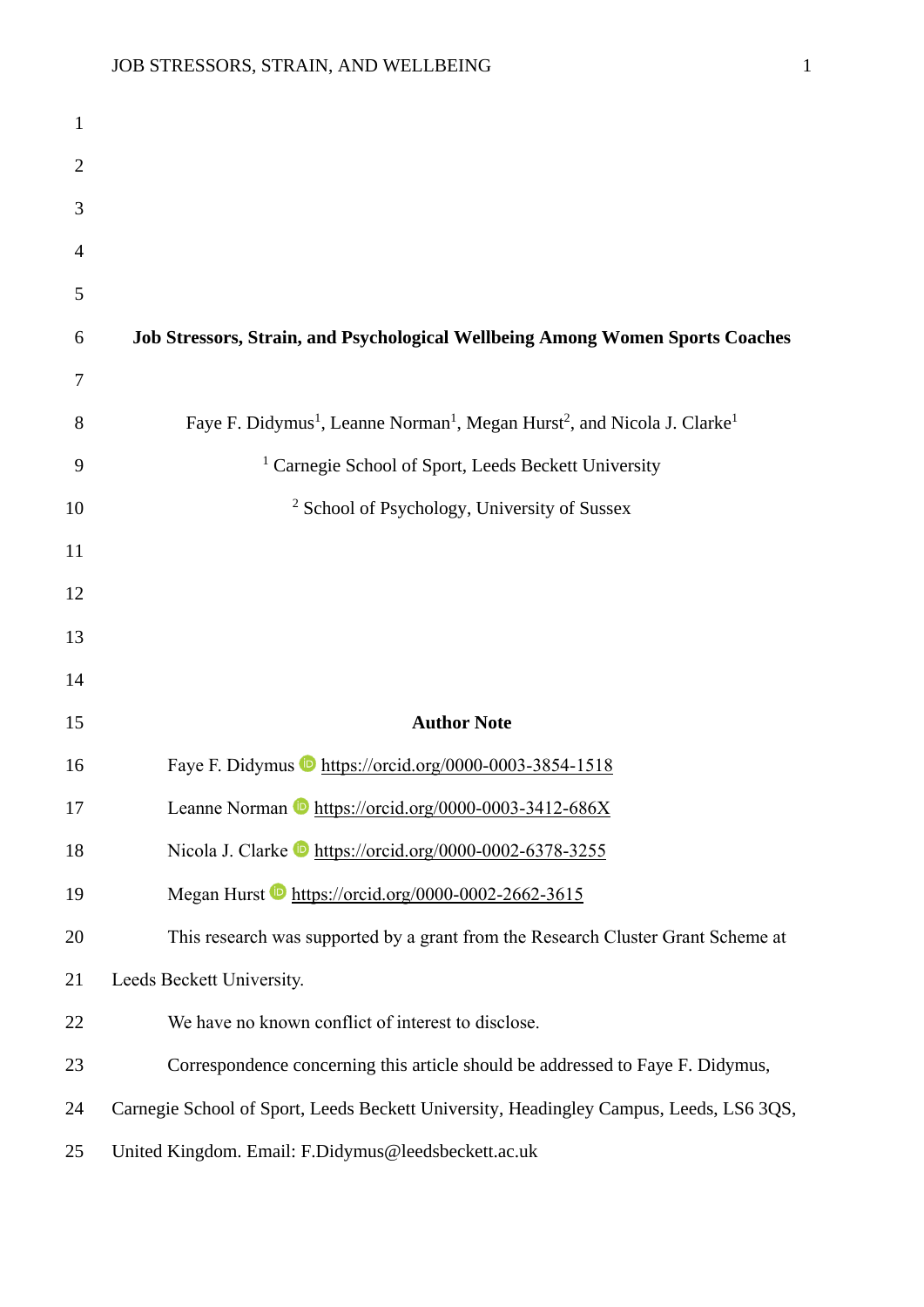# Job Stressors, Strain, and Psychological Wellbeing Among Women Sports Coaches

Faye F. Didymus[1], Leanne Norman[1], Megan Hurst[2], and Nicola J. Clarke[1]

[1] Carnegie School of Sport, Leeds Beckett University

[2] School of Psychology, University of Sussex

## Author Note

Faye F. Didymus https://orcid.org/0000-0003-3854-1518

Leanne Norman https://orcid.org/0000-0003-3412-686X

Nicola J. Clarke https://orcid.org/0000-0002-6378-3255

Megan Hurst https://orcid.org/0000-0002-2662-3615

This research was supported by a grant from the Research Cluster Grant Scheme at Leeds Beckett University.

We have no known conflict of interest to disclose.

Correspondence concerning this article should be addressed to Faye F. Didymus, Carnegie School of Sport, Leeds Beckett University, Headingley Campus, Leeds, LS6 3QS, United Kingdom. Email: F.Didymus@leedsbeckett.ac.uk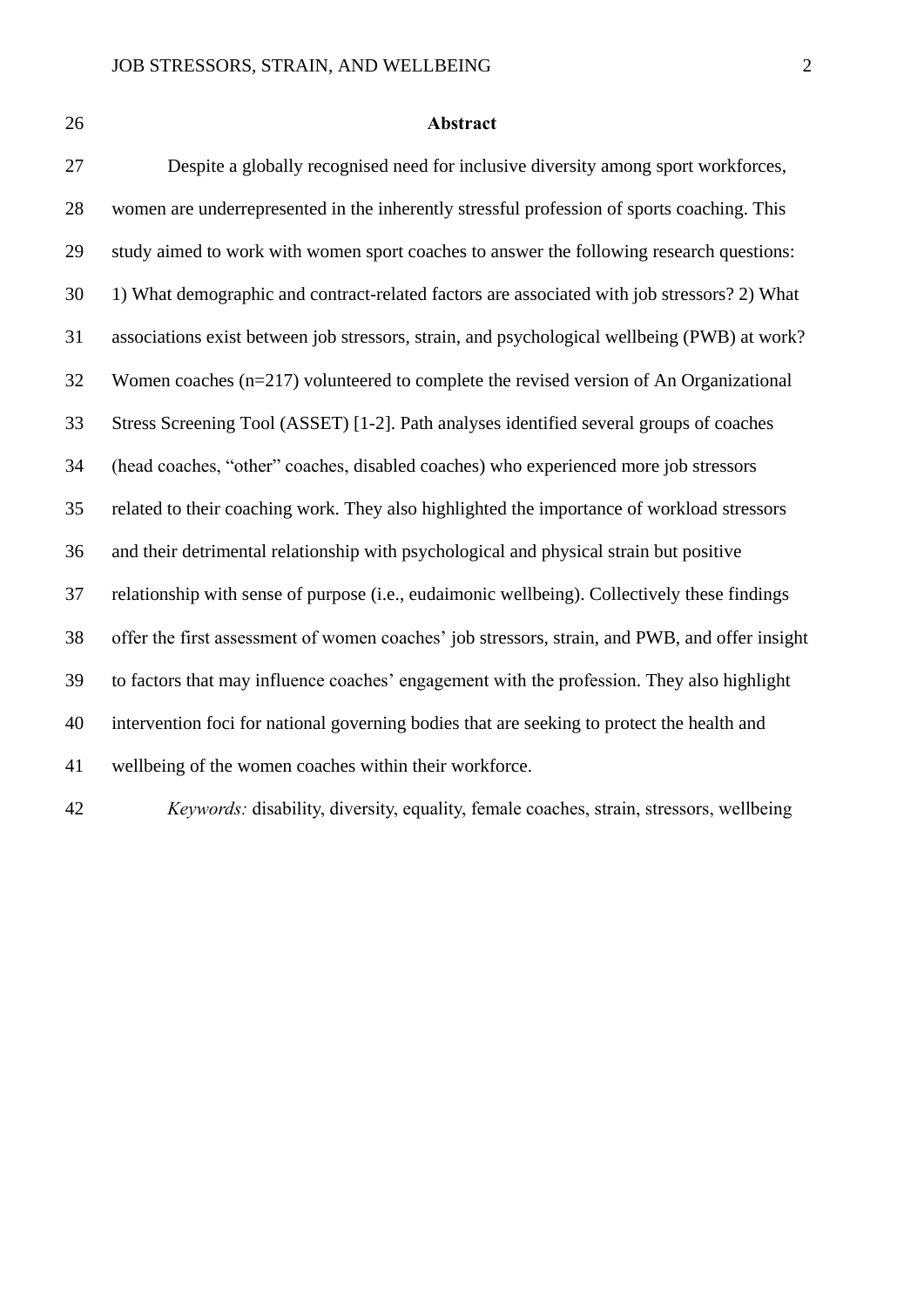## Abstract

Despite a globally recognised need for inclusive diversity among sport workforces, women are underrepresented in the inherently stressful profession of sports coaching. This study aimed to work with women sport coaches to answer the following research questions: 1) What demographic and contract-related factors are associated with job stressors? 2) What associations exist between job stressors, strain, and psychological wellbeing (PWB) at work? Women coaches (n=217) volunteered to complete the revised version of An Organizational Stress Screening Tool (ASSET) [1-2]. Path analyses identified several groups of coaches (head coaches, "other" coaches, disabled coaches) who experienced more job stressors related to their coaching work. They also highlighted the importance of workload stressors and their detrimental relationship with psychological and physical strain but positive relationship with sense of purpose (i.e., eudaimonic wellbeing). Collectively these findings offer the first assessment of women coaches' job stressors, strain, and PWB, and offer insight to factors that may influence coaches' engagement with the profession. They also highlight intervention foci for national governing bodies that are seeking to protect the health and wellbeing of the women coaches within their workforce.

*Keywords:* disability, diversity, equality, female coaches, strain, stressors, wellbeing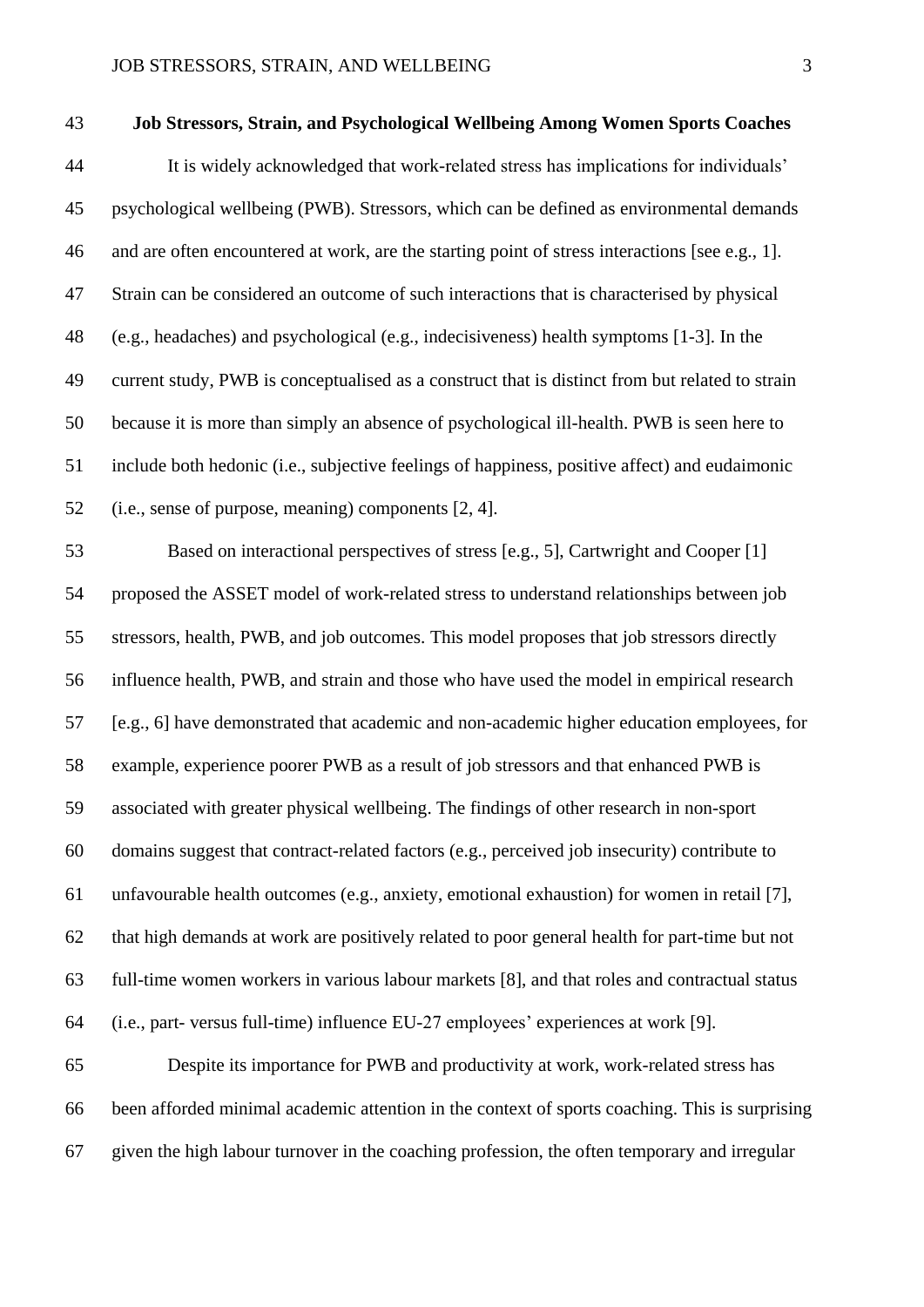# Job Stressors, Strain, and Psychological Wellbeing Among Women Sports Coaches

It is widely acknowledged that work-related stress has implications for individuals' psychological wellbeing (PWB). Stressors, which can be defined as environmental demands and are often encountered at work, are the starting point of stress interactions [see e.g., 1]. Strain can be considered an outcome of such interactions that is characterised by physical (e.g., headaches) and psychological (e.g., indecisiveness) health symptoms [1-3]. In the current study, PWB is conceptualised as a construct that is distinct from but related to strain because it is more than simply an absence of psychological ill-health. PWB is seen here to include both hedonic (i.e., subjective feelings of happiness, positive affect) and eudaimonic (i.e., sense of purpose, meaning) components [2, 4].

Based on interactional perspectives of stress [e.g., 5], Cartwright and Cooper [1] proposed the ASSET model of work-related stress to understand relationships between job stressors, health, PWB, and job outcomes. This model proposes that job stressors directly influence health, PWB, and strain and those who have used the model in empirical research [e.g., 6] have demonstrated that academic and non-academic higher education employees, for example, experience poorer PWB as a result of job stressors and that enhanced PWB is associated with greater physical wellbeing. The findings of other research in non-sport domains suggest that contract-related factors (e.g., perceived job insecurity) contribute to unfavourable health outcomes (e.g., anxiety, emotional exhaustion) for women in retail [7], that high demands at work are positively related to poor general health for part-time but not full-time women workers in various labour markets [8], and that roles and contractual status (i.e., part- versus full-time) influence EU-27 employees' experiences at work [9].

Despite its importance for PWB and productivity at work, work-related stress has been afforded minimal academic attention in the context of sports coaching. This is surprising given the high labour turnover in the coaching profession, the often temporary and irregular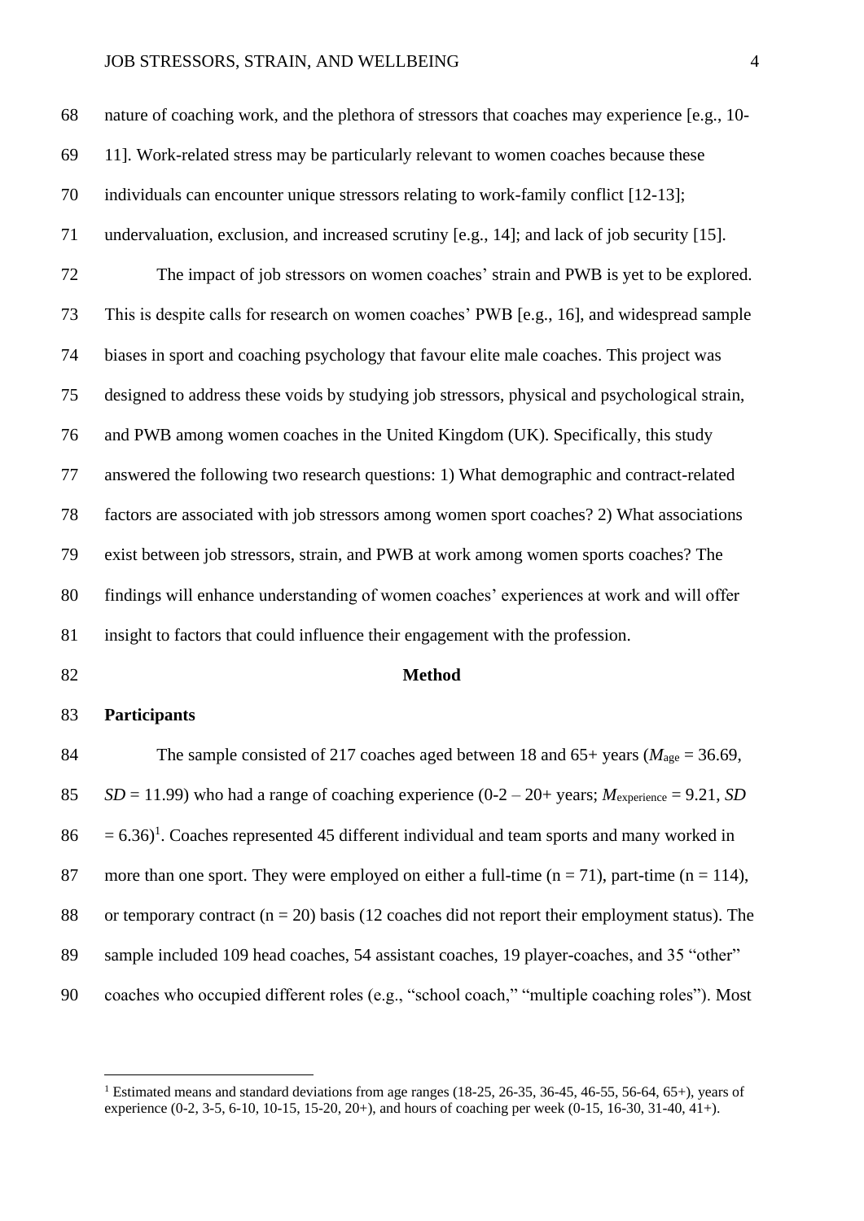nature of coaching work, and the plethora of stressors that coaches may experience [e.g., 10-11]. Work-related stress may be particularly relevant to women coaches because these individuals can encounter unique stressors relating to work-family conflict [12-13]; undervaluation, exclusion, and increased scrutiny [e.g., 14]; and lack of job security [15].

The impact of job stressors on women coaches' strain and PWB is yet to be explored. This is despite calls for research on women coaches' PWB [e.g., 16], and widespread sample biases in sport and coaching psychology that favour elite male coaches. This project was designed to address these voids by studying job stressors, physical and psychological strain, and PWB among women coaches in the United Kingdom (UK). Specifically, this study answered the following two research questions: 1) What demographic and contract-related factors are associated with job stressors among women sport coaches? 2) What associations exist between job stressors, strain, and PWB at work among women sports coaches? The findings will enhance understanding of women coaches' experiences at work and will offer insight to factors that could influence their engagement with the profession.

## Method

### Participants

The sample consisted of 217 coaches aged between 18 and 65+ years ($M_{\text{age}} = 36.69$, $SD = 11.99$) who had a range of coaching experience (0-2 – 20+ years; $M_{\text{experience}} = 9.21$, $SD = 6.36$)[1]. Coaches represented 45 different individual and team sports and many worked in more than one sport. They were employed on either a full-time ($n = 71$), part-time ($n = 114$), or temporary contract ($n = 20$) basis (12 coaches did not report their employment status). The sample included 109 head coaches, 54 assistant coaches, 19 player-coaches, and 35 "other" coaches who occupied different roles (e.g., "school coach," "multiple coaching roles"). Most

[1] Estimated means and standard deviations from age ranges (18-25, 26-35, 36-45, 46-55, 56-64, 65+), years of experience (0-2, 3-5, 6-10, 10-15, 15-20, 20+), and hours of coaching per week (0-15, 16-30, 31-40, 41+).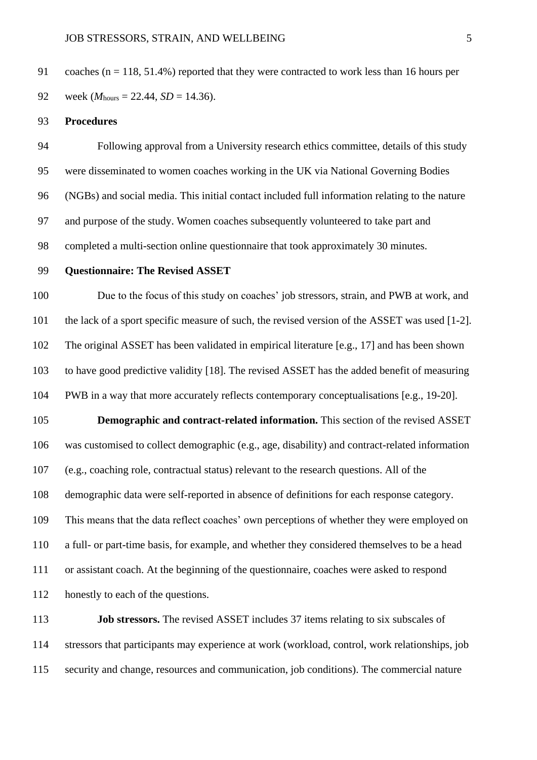coaches (n = 118, 51.4%) reported that they were contracted to work less than 16 hours per week ($M_{\text{hours}}$ = 22.44, *SD* = 14.36).

## Procedures

Following approval from a University research ethics committee, details of this study were disseminated to women coaches working in the UK via National Governing Bodies (NGBs) and social media. This initial contact included full information relating to the nature and purpose of the study. Women coaches subsequently volunteered to take part and completed a multi-section online questionnaire that took approximately 30 minutes.

## Questionnaire: The Revised ASSET

Due to the focus of this study on coaches' job stressors, strain, and PWB at work, and the lack of a sport specific measure of such, the revised version of the ASSET was used [1-2]. The original ASSET has been validated in empirical literature [e.g., 17] and has been shown to have good predictive validity [18]. The revised ASSET has the added benefit of measuring PWB in a way that more accurately reflects contemporary conceptualisations [e.g., 19-20].

**Demographic and contract-related information.** This section of the revised ASSET was customised to collect demographic (e.g., age, disability) and contract-related information (e.g., coaching role, contractual status) relevant to the research questions. All of the demographic data were self-reported in absence of definitions for each response category. This means that the data reflect coaches' own perceptions of whether they were employed on a full- or part-time basis, for example, and whether they considered themselves to be a head or assistant coach. At the beginning of the questionnaire, coaches were asked to respond honestly to each of the questions.

**Job stressors.** The revised ASSET includes 37 items relating to six subscales of stressors that participants may experience at work (workload, control, work relationships, job security and change, resources and communication, job conditions). The commercial nature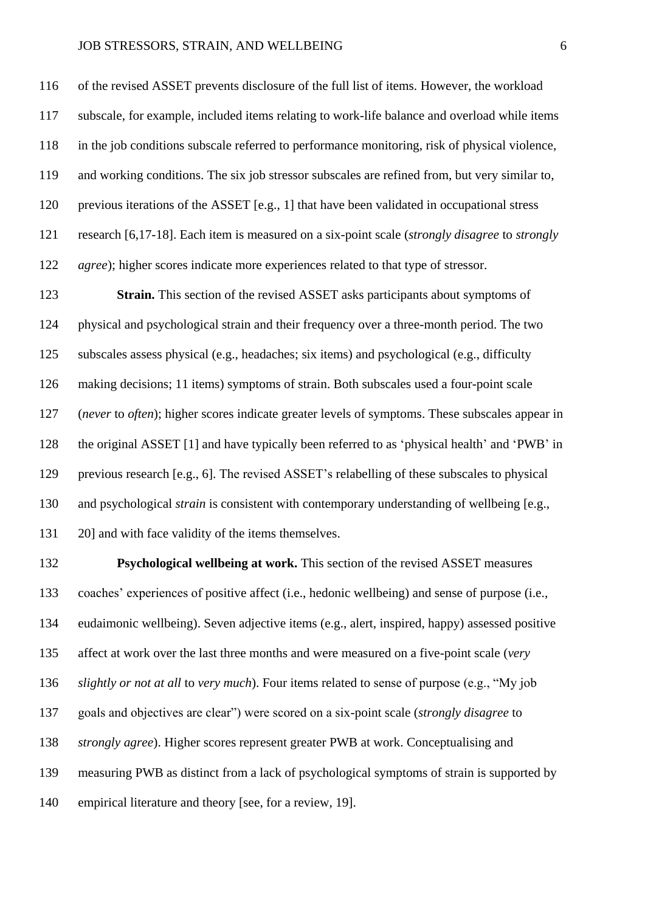of the revised ASSET prevents disclosure of the full list of items. However, the workload subscale, for example, included items relating to work-life balance and overload while items in the job conditions subscale referred to performance monitoring, risk of physical violence, and working conditions. The six job stressor subscales are refined from, but very similar to, previous iterations of the ASSET [e.g., 1] that have been validated in occupational stress research [6,17-18]. Each item is measured on a six-point scale (*strongly disagree* to *strongly agree*); higher scores indicate more experiences related to that type of stressor.

**Strain.** This section of the revised ASSET asks participants about symptoms of physical and psychological strain and their frequency over a three-month period. The two subscales assess physical (e.g., headaches; six items) and psychological (e.g., difficulty making decisions; 11 items) symptoms of strain. Both subscales used a four-point scale (*never* to *often*); higher scores indicate greater levels of symptoms. These subscales appear in the original ASSET [1] and have typically been referred to as 'physical health' and 'PWB' in previous research [e.g., 6]. The revised ASSET's relabelling of these subscales to physical and psychological *strain* is consistent with contemporary understanding of wellbeing [e.g., 20] and with face validity of the items themselves.

**Psychological wellbeing at work.** This section of the revised ASSET measures coaches' experiences of positive affect (i.e., hedonic wellbeing) and sense of purpose (i.e., eudaimonic wellbeing). Seven adjective items (e.g., alert, inspired, happy) assessed positive affect at work over the last three months and were measured on a five-point scale (*very slightly or not at all* to *very much*). Four items related to sense of purpose (e.g., "My job goals and objectives are clear") were scored on a six-point scale (*strongly disagree* to *strongly agree*). Higher scores represent greater PWB at work. Conceptualising and measuring PWB as distinct from a lack of psychological symptoms of strain is supported by empirical literature and theory [see, for a review, 19].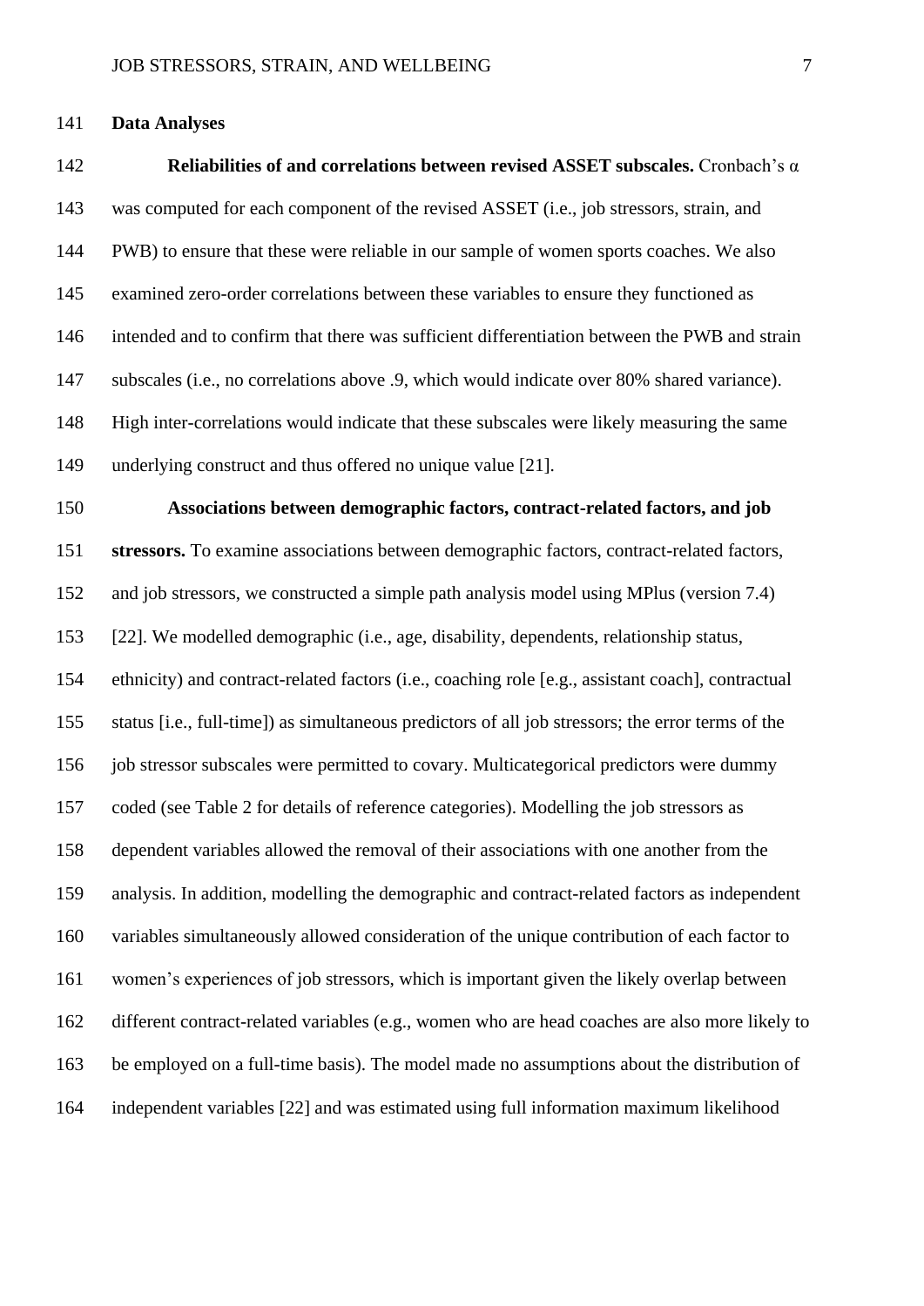**Data Analyses**

**Reliabilities of and correlations between revised ASSET subscales.** Cronbach's α was computed for each component of the revised ASSET (i.e., job stressors, strain, and PWB) to ensure that these were reliable in our sample of women sports coaches. We also examined zero-order correlations between these variables to ensure they functioned as intended and to confirm that there was sufficient differentiation between the PWB and strain subscales (i.e., no correlations above .9, which would indicate over 80% shared variance). High inter-correlations would indicate that these subscales were likely measuring the same underlying construct and thus offered no unique value [21].

**Associations between demographic factors, contract-related factors, and job stressors.** To examine associations between demographic factors, contract-related factors, and job stressors, we constructed a simple path analysis model using MPlus (version 7.4) [22]. We modelled demographic (i.e., age, disability, dependents, relationship status, ethnicity) and contract-related factors (i.e., coaching role [e.g., assistant coach], contractual status [i.e., full-time]) as simultaneous predictors of all job stressors; the error terms of the job stressor subscales were permitted to covary. Multicategorical predictors were dummy coded (see Table 2 for details of reference categories). Modelling the job stressors as dependent variables allowed the removal of their associations with one another from the analysis. In addition, modelling the demographic and contract-related factors as independent variables simultaneously allowed consideration of the unique contribution of each factor to women's experiences of job stressors, which is important given the likely overlap between different contract-related variables (e.g., women who are head coaches are also more likely to be employed on a full-time basis). The model made no assumptions about the distribution of independent variables [22] and was estimated using full information maximum likelihood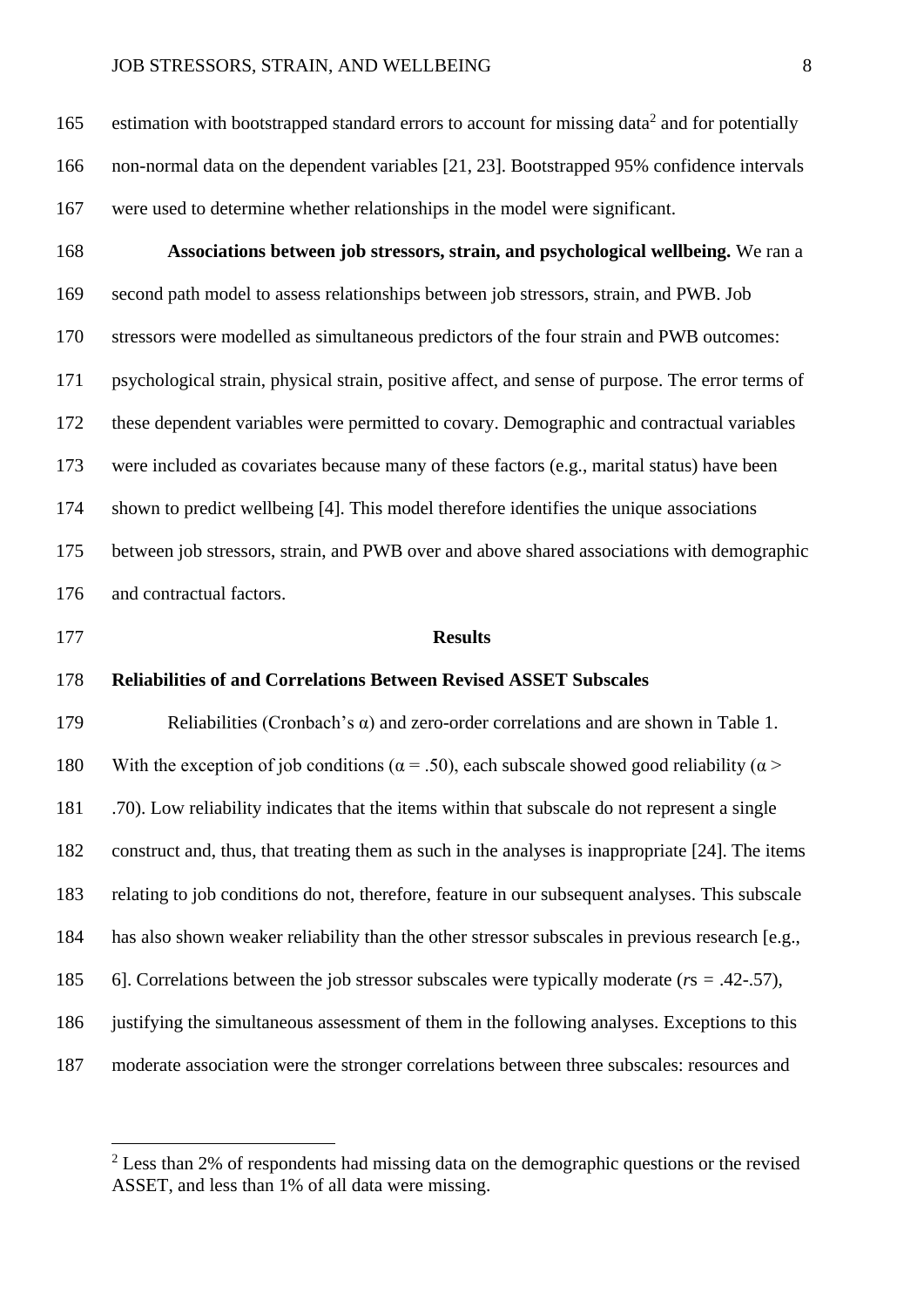estimation with bootstrapped standard errors to account for missing data[2] and for potentially non-normal data on the dependent variables [21, 23]. Bootstrapped 95% confidence intervals were used to determine whether relationships in the model were significant.

**Associations between job stressors, strain, and psychological wellbeing.** We ran a second path model to assess relationships between job stressors, strain, and PWB. Job stressors were modelled as simultaneous predictors of the four strain and PWB outcomes: psychological strain, physical strain, positive affect, and sense of purpose. The error terms of these dependent variables were permitted to covary. Demographic and contractual variables were included as covariates because many of these factors (e.g., marital status) have been shown to predict wellbeing [4]. This model therefore identifies the unique associations between job stressors, strain, and PWB over and above shared associations with demographic and contractual factors.

## Results

### Reliabilities of and Correlations Between Revised ASSET Subscales

Reliabilities (Cronbach's α) and zero-order correlations and are shown in Table 1. With the exception of job conditions ($\alpha = .50$), each subscale showed good reliability ($\alpha > .70$). Low reliability indicates that the items within that subscale do not represent a single construct and, thus, that treating them as such in the analyses is inappropriate [24]. The items relating to job conditions do not, therefore, feature in our subsequent analyses. This subscale has also shown weaker reliability than the other stressor subscales in previous research [e.g., 6]. Correlations between the job stressor subscales were typically moderate (*r*s = .42-.57), justifying the simultaneous assessment of them in the following analyses. Exceptions to this moderate association were the stronger correlations between three subscales: resources and

[2] Less than 2% of respondents had missing data on the demographic questions or the revised ASSET, and less than 1% of all data were missing.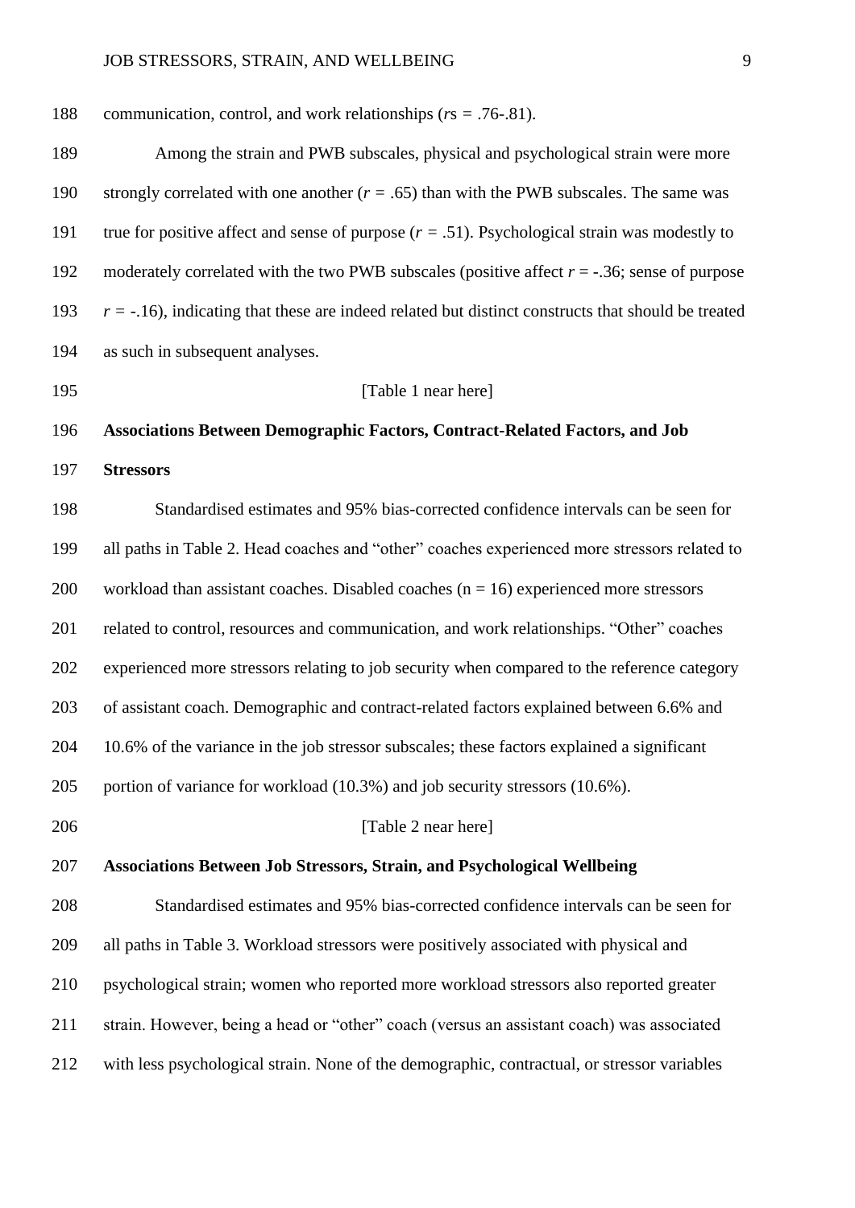communication, control, and work relationships (*r*s = .76-.81).

Among the strain and PWB subscales, physical and psychological strain were more strongly correlated with one another ($r$ = .65) than with the PWB subscales. The same was true for positive affect and sense of purpose ($r$ = .51). Psychological strain was modestly to moderately correlated with the two PWB subscales (positive affect $r$ = -.36; sense of purpose $r$ = -.16), indicating that these are indeed related but distinct constructs that should be treated as such in subsequent analyses.

[Table 1 near here]

**Associations Between Demographic Factors, Contract-Related Factors, and Job Stressors**

Standardised estimates and 95% bias-corrected confidence intervals can be seen for all paths in Table 2. Head coaches and "other" coaches experienced more stressors related to workload than assistant coaches. Disabled coaches (n = 16) experienced more stressors related to control, resources and communication, and work relationships. "Other" coaches experienced more stressors relating to job security when compared to the reference category of assistant coach. Demographic and contract-related factors explained between 6.6% and 10.6% of the variance in the job stressor subscales; these factors explained a significant portion of variance for workload (10.3%) and job security stressors (10.6%).

[Table 2 near here]

**Associations Between Job Stressors, Strain, and Psychological Wellbeing**

Standardised estimates and 95% bias-corrected confidence intervals can be seen for all paths in Table 3. Workload stressors were positively associated with physical and psychological strain; women who reported more workload stressors also reported greater strain. However, being a head or "other" coach (versus an assistant coach) was associated with less psychological strain. None of the demographic, contractual, or stressor variables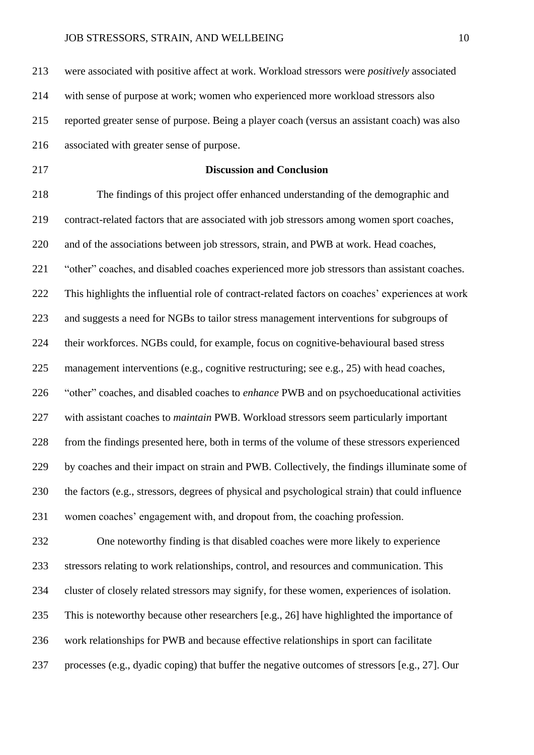were associated with positive affect at work. Workload stressors were *positively* associated with sense of purpose at work; women who experienced more workload stressors also reported greater sense of purpose. Being a player coach (versus an assistant coach) was also associated with greater sense of purpose.

## Discussion and Conclusion

The findings of this project offer enhanced understanding of the demographic and contract-related factors that are associated with job stressors among women sport coaches, and of the associations between job stressors, strain, and PWB at work. Head coaches, "other" coaches, and disabled coaches experienced more job stressors than assistant coaches. This highlights the influential role of contract-related factors on coaches' experiences at work and suggests a need for NGBs to tailor stress management interventions for subgroups of their workforces. NGBs could, for example, focus on cognitive-behavioural based stress management interventions (e.g., cognitive restructuring; see e.g., 25) with head coaches, "other" coaches, and disabled coaches to *enhance* PWB and on psychoeducational activities with assistant coaches to *maintain* PWB. Workload stressors seem particularly important from the findings presented here, both in terms of the volume of these stressors experienced by coaches and their impact on strain and PWB. Collectively, the findings illuminate some of the factors (e.g., stressors, degrees of physical and psychological strain) that could influence women coaches' engagement with, and dropout from, the coaching profession.

One noteworthy finding is that disabled coaches were more likely to experience stressors relating to work relationships, control, and resources and communication. This cluster of closely related stressors may signify, for these women, experiences of isolation. This is noteworthy because other researchers [e.g., 26] have highlighted the importance of work relationships for PWB and because effective relationships in sport can facilitate processes (e.g., dyadic coping) that buffer the negative outcomes of stressors [e.g., 27]. Our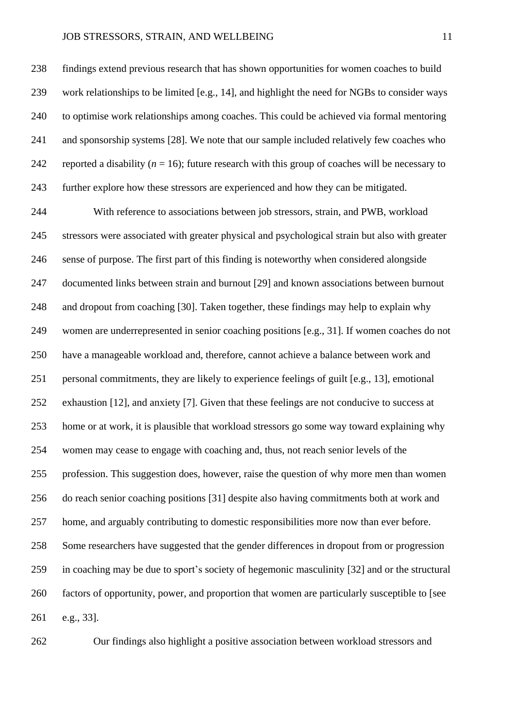findings extend previous research that has shown opportunities for women coaches to build work relationships to be limited [e.g., 14], and highlight the need for NGBs to consider ways to optimise work relationships among coaches. This could be achieved via formal mentoring and sponsorship systems [28]. We note that our sample included relatively few coaches who reported a disability ($n$ = 16); future research with this group of coaches will be necessary to further explore how these stressors are experienced and how they can be mitigated.

With reference to associations between job stressors, strain, and PWB, workload stressors were associated with greater physical and psychological strain but also with greater sense of purpose. The first part of this finding is noteworthy when considered alongside documented links between strain and burnout [29] and known associations between burnout and dropout from coaching [30]. Taken together, these findings may help to explain why women are underrepresented in senior coaching positions [e.g., 31]. If women coaches do not have a manageable workload and, therefore, cannot achieve a balance between work and personal commitments, they are likely to experience feelings of guilt [e.g., 13], emotional exhaustion [12], and anxiety [7]. Given that these feelings are not conducive to success at home or at work, it is plausible that workload stressors go some way toward explaining why women may cease to engage with coaching and, thus, not reach senior levels of the profession. This suggestion does, however, raise the question of why more men than women do reach senior coaching positions [31] despite also having commitments both at work and home, and arguably contributing to domestic responsibilities more now than ever before. Some researchers have suggested that the gender differences in dropout from or progression in coaching may be due to sport's society of hegemonic masculinity [32] and or the structural factors of opportunity, power, and proportion that women are particularly susceptible to [see e.g., 33].

Our findings also highlight a positive association between workload stressors and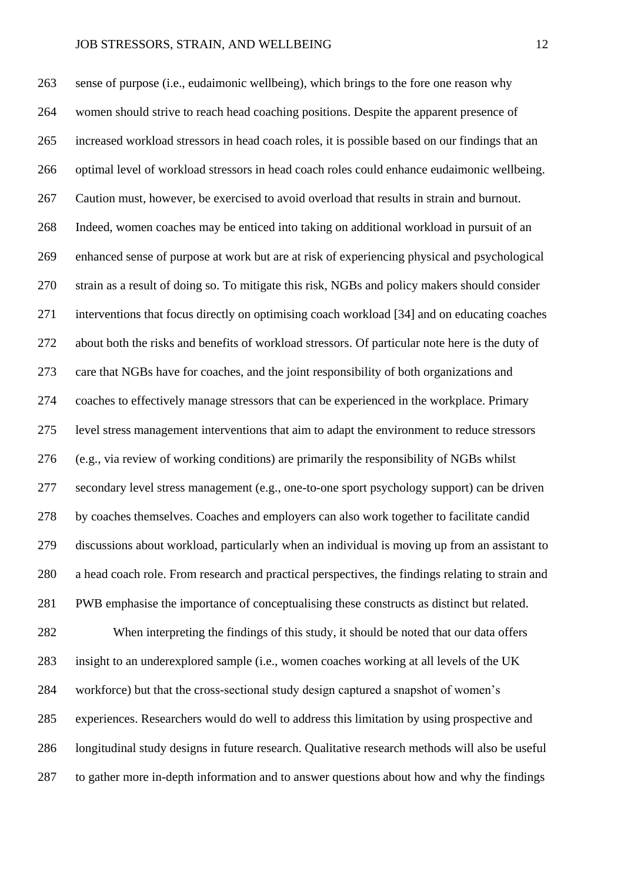sense of purpose (i.e., eudaimonic wellbeing), which brings to the fore one reason why women should strive to reach head coaching positions. Despite the apparent presence of increased workload stressors in head coach roles, it is possible based on our findings that an optimal level of workload stressors in head coach roles could enhance eudaimonic wellbeing. Caution must, however, be exercised to avoid overload that results in strain and burnout. Indeed, women coaches may be enticed into taking on additional workload in pursuit of an enhanced sense of purpose at work but are at risk of experiencing physical and psychological strain as a result of doing so. To mitigate this risk, NGBs and policy makers should consider interventions that focus directly on optimising coach workload [34] and on educating coaches about both the risks and benefits of workload stressors. Of particular note here is the duty of care that NGBs have for coaches, and the joint responsibility of both organizations and coaches to effectively manage stressors that can be experienced in the workplace. Primary level stress management interventions that aim to adapt the environment to reduce stressors (e.g., via review of working conditions) are primarily the responsibility of NGBs whilst secondary level stress management (e.g., one-to-one sport psychology support) can be driven by coaches themselves. Coaches and employers can also work together to facilitate candid discussions about workload, particularly when an individual is moving up from an assistant to a head coach role. From research and practical perspectives, the findings relating to strain and PWB emphasise the importance of conceptualising these constructs as distinct but related.

When interpreting the findings of this study, it should be noted that our data offers insight to an underexplored sample (i.e., women coaches working at all levels of the UK workforce) but that the cross-sectional study design captured a snapshot of women's experiences. Researchers would do well to address this limitation by using prospective and longitudinal study designs in future research. Qualitative research methods will also be useful to gather more in-depth information and to answer questions about how and why the findings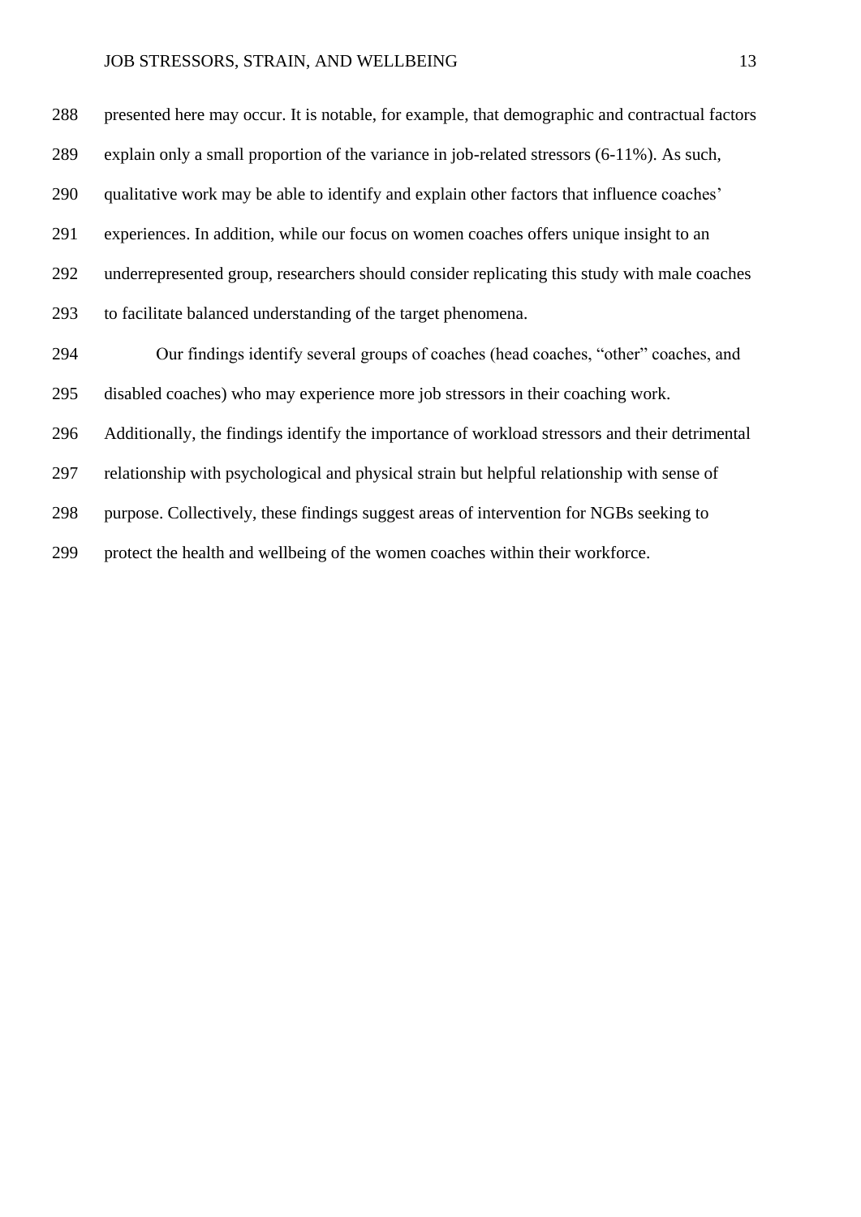presented here may occur. It is notable, for example, that demographic and contractual factors explain only a small proportion of the variance in job-related stressors (6-11%). As such, qualitative work may be able to identify and explain other factors that influence coaches' experiences. In addition, while our focus on women coaches offers unique insight to an underrepresented group, researchers should consider replicating this study with male coaches to facilitate balanced understanding of the target phenomena.

Our findings identify several groups of coaches (head coaches, "other" coaches, and disabled coaches) who may experience more job stressors in their coaching work. Additionally, the findings identify the importance of workload stressors and their detrimental relationship with psychological and physical strain but helpful relationship with sense of purpose. Collectively, these findings suggest areas of intervention for NGBs seeking to protect the health and wellbeing of the women coaches within their workforce.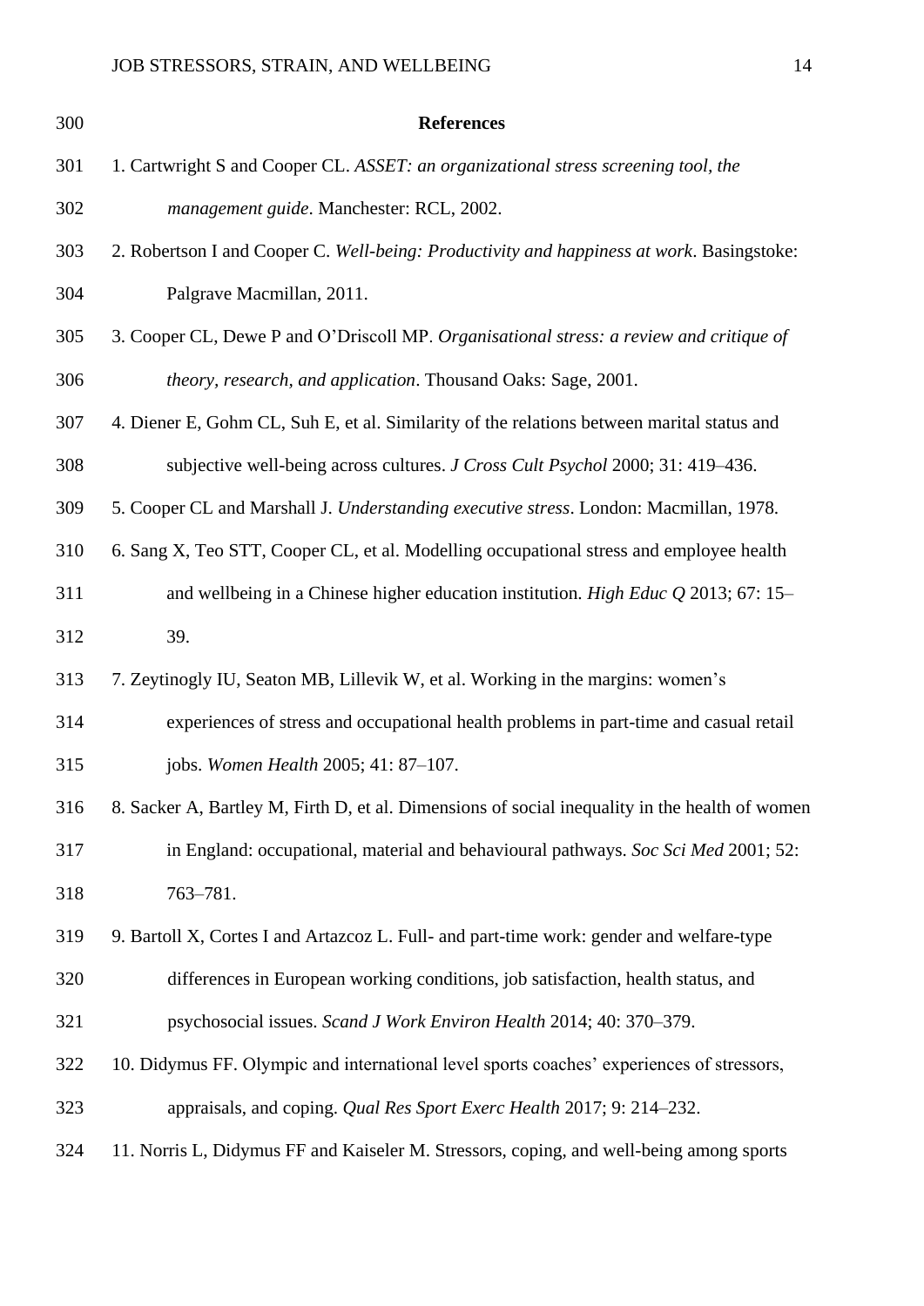## References

1. Cartwright S and Cooper CL. *ASSET: an organizational stress screening tool, the management guide*. Manchester: RCL, 2002.
2. Robertson I and Cooper C. *Well-being: Productivity and happiness at work*. Basingstoke: Palgrave Macmillan, 2011.
3. Cooper CL, Dewe P and O'Driscoll MP. *Organisational stress: a review and critique of theory, research, and application*. Thousand Oaks: Sage, 2001.
4. Diener E, Gohm CL, Suh E, et al. Similarity of the relations between marital status and subjective well-being across cultures. *J Cross Cult Psychol* 2000; 31: 419–436.
5. Cooper CL and Marshall J. *Understanding executive stress*. London: Macmillan, 1978.
6. Sang X, Teo STT, Cooper CL, et al. Modelling occupational stress and employee health and wellbeing in a Chinese higher education institution. *High Educ Q* 2013; 67: 15–39.
7. Zeytinogly IU, Seaton MB, Lillevik W, et al. Working in the margins: women's experiences of stress and occupational health problems in part-time and casual retail jobs. *Women Health* 2005; 41: 87–107.
8. Sacker A, Bartley M, Firth D, et al. Dimensions of social inequality in the health of women in England: occupational, material and behavioural pathways. *Soc Sci Med* 2001; 52: 763–781.
9. Bartoll X, Cortes I and Artazcoz L. Full- and part-time work: gender and welfare-type differences in European working conditions, job satisfaction, health status, and psychosocial issues. *Scand J Work Environ Health* 2014; 40: 370–379.
10. Didymus FF. Olympic and international level sports coaches' experiences of stressors, appraisals, and coping. *Qual Res Sport Exerc Health* 2017; 9: 214–232.
11. Norris L, Didymus FF and Kaiseler M. Stressors, coping, and well-being among sports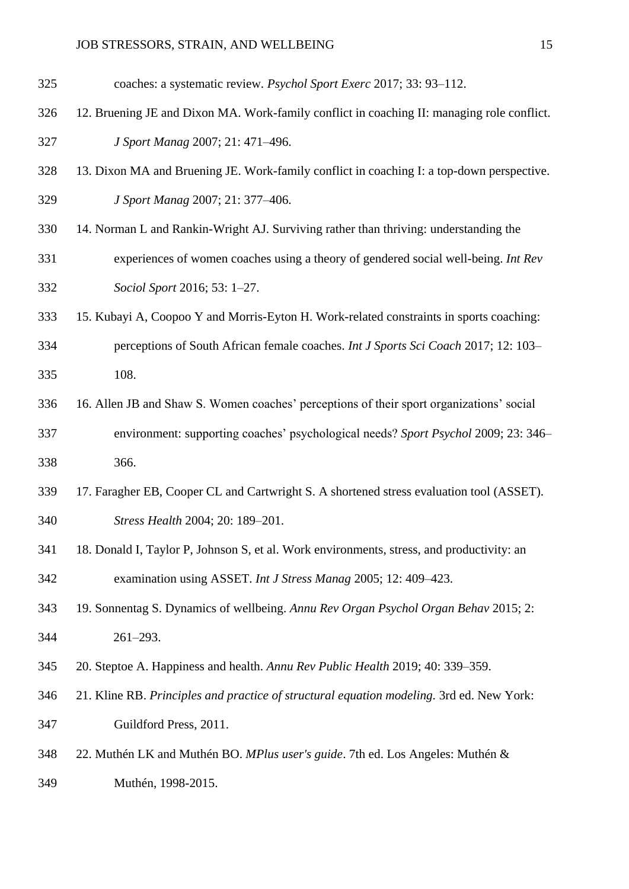coaches: a systematic review. *Psychol Sport Exerc* 2017; 33: 93–112.

12. Bruening JE and Dixon MA. Work-family conflict in coaching II: managing role conflict. *J Sport Manag* 2007; 21: 471–496.

13. Dixon MA and Bruening JE. Work-family conflict in coaching I: a top-down perspective. *J Sport Manag* 2007; 21: 377–406.

14. Norman L and Rankin-Wright AJ. Surviving rather than thriving: understanding the experiences of women coaches using a theory of gendered social well-being. *Int Rev Sociol Sport* 2016; 53: 1–27.

15. Kubayi A, Coopoo Y and Morris-Eyton H. Work-related constraints in sports coaching: perceptions of South African female coaches. *Int J Sports Sci Coach* 2017; 12: 103–108.

16. Allen JB and Shaw S. Women coaches' perceptions of their sport organizations' social environment: supporting coaches' psychological needs? *Sport Psychol* 2009; 23: 346–366.

17. Faragher EB, Cooper CL and Cartwright S. A shortened stress evaluation tool (ASSET). *Stress Health* 2004; 20: 189–201.

18. Donald I, Taylor P, Johnson S, et al. Work environments, stress, and productivity: an examination using ASSET. *Int J Stress Manag* 2005; 12: 409–423.

19. Sonnentag S. Dynamics of wellbeing. *Annu Rev Organ Psychol Organ Behav* 2015; 2: 261–293.

20. Steptoe A. Happiness and health. *Annu Rev Public Health* 2019; 40: 339–359.

21. Kline RB. *Principles and practice of structural equation modeling.* 3rd ed. New York: Guildford Press, 2011.

22. Muthén LK and Muthén BO. *MPlus user's guide*. 7th ed. Los Angeles: Muthén & Muthén, 1998-2015.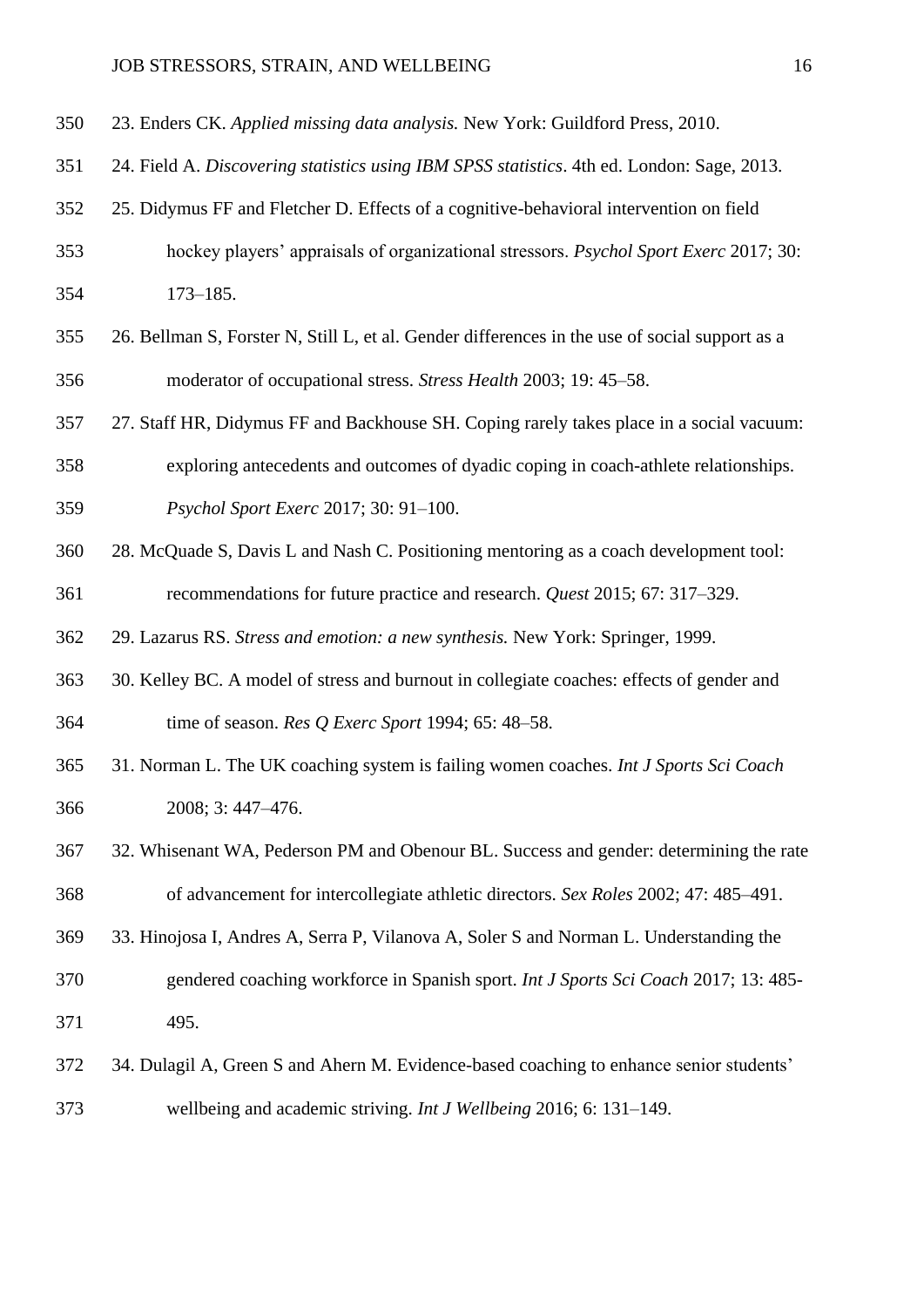23. Enders CK. *Applied missing data analysis.* New York: Guildford Press, 2010.

24. Field A. *Discovering statistics using IBM SPSS statistics*. 4th ed. London: Sage, 2013.

25. Didymus FF and Fletcher D. Effects of a cognitive-behavioral intervention on field hockey players' appraisals of organizational stressors. *Psychol Sport Exerc* 2017; 30: 173–185.

26. Bellman S, Forster N, Still L, et al. Gender differences in the use of social support as a moderator of occupational stress. *Stress Health* 2003; 19: 45–58.

27. Staff HR, Didymus FF and Backhouse SH. Coping rarely takes place in a social vacuum: exploring antecedents and outcomes of dyadic coping in coach-athlete relationships. *Psychol Sport Exerc* 2017; 30: 91–100.

28. McQuade S, Davis L and Nash C. Positioning mentoring as a coach development tool: recommendations for future practice and research. *Quest* 2015; 67: 317–329.

29. Lazarus RS. *Stress and emotion: a new synthesis.* New York: Springer, 1999.

30. Kelley BC. A model of stress and burnout in collegiate coaches: effects of gender and time of season. *Res Q Exerc Sport* 1994; 65: 48–58.

31. Norman L. The UK coaching system is failing women coaches. *Int J Sports Sci Coach* 2008; 3: 447–476.

32. Whisenant WA, Pederson PM and Obenour BL. Success and gender: determining the rate of advancement for intercollegiate athletic directors. *Sex Roles* 2002; 47: 485–491.

33. Hinojosa I, Andres A, Serra P, Vilanova A, Soler S and Norman L. Understanding the gendered coaching workforce in Spanish sport. *Int J Sports Sci Coach* 2017; 13: 485-495.

34. Dulagil A, Green S and Ahern M. Evidence-based coaching to enhance senior students' wellbeing and academic striving. *Int J Wellbeing* 2016; 6: 131–149.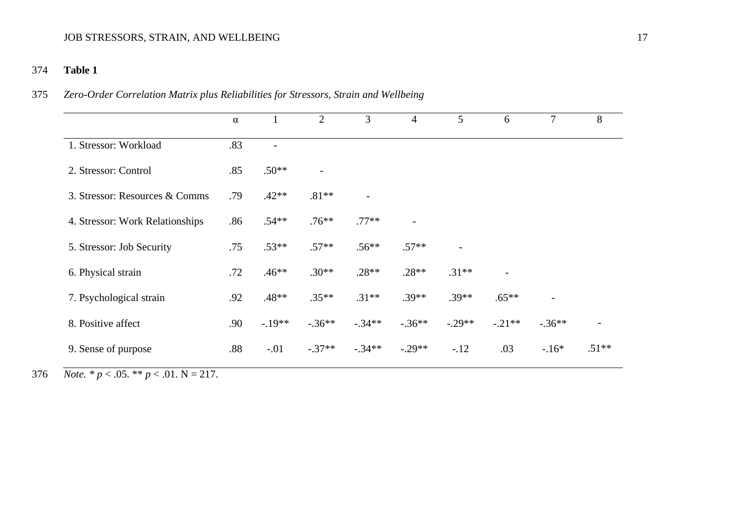**Table 1**

*Zero-Order Correlation Matrix plus Reliabilities for Stressors, Strain and Wellbeing*

| | α | 1 | 2 | 3 | 4 | 5 | 6 | 7 | 8 |
|---|---|---|---|---|---|---|---|---|---|
| 1. Stressor: Workload | .83 | - | | | | | | | |
| 2. Stressor: Control | .85 | .50** | - | | | | | | |
| 3. Stressor: Resources & Comms | .79 | .42** | .81** | - | | | | | |
| 4. Stressor: Work Relationships | .86 | .54** | .76** | .77** | - | | | | |
| 5. Stressor: Job Security | .75 | .53** | .57** | .56** | .57** | - | | | |
| 6. Physical strain | .72 | .46** | .30** | .28** | .28** | .31** | - | | |
| 7. Psychological strain | .92 | .48** | .35** | .31** | .39** | .39** | .65** | - | |
| 8. Positive affect | .90 | -.19** | -.36** | -.34** | -.36** | -.29** | -.21** | -.36** | - |
| 9. Sense of purpose | .88 | -.01 | -.37** | -.34** | -.29** | -.12 | .03 | -.16* | .51** |

*Note.* * $p < .05$. ** $p < .01$. N = 217.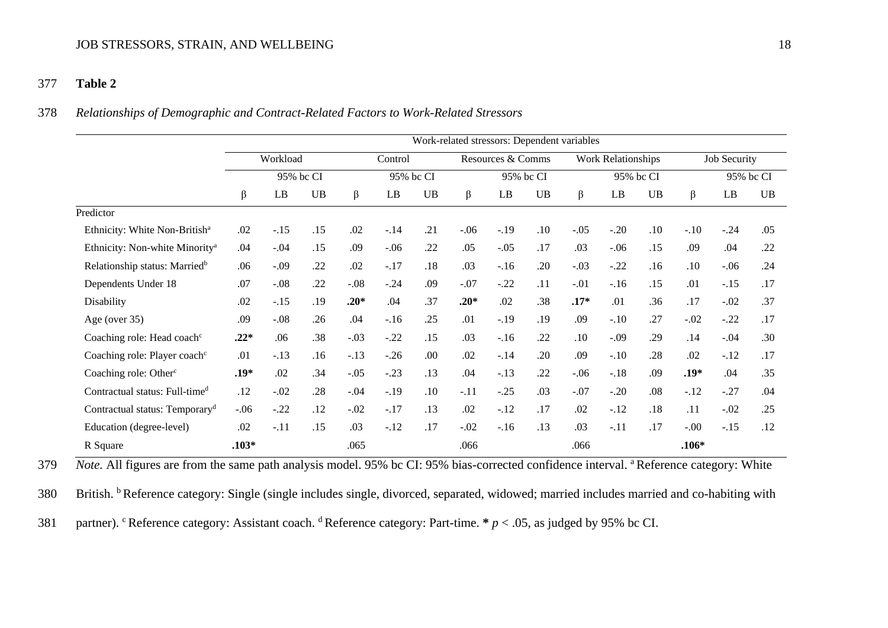**Table 2**

*Relationships of Demographic and Contract-Related Factors to Work-Related Stressors*

| | Work-related stressors: Dependent variables | | | | | | | | | | | | | | |
|---|---|---|---|---|---|---|---|---|---|---|---|---|---|---|---|
| | Workload | | | Control | | | Resources & Comms | | | Work Relationships | | | Job Security | | |
| | | 95% bc CI | | | 95% bc CI | | | 95% bc CI | | | 95% bc CI | | | 95% bc CI | |
| | β | LB | UB | β | LB | UB | β | LB | UB | β | LB | UB | β | LB | UB |
| Predictor | | | | | | | | | | | | | | | |
| Ethnicity: White Non-British[a] | .02 | -.15 | .15 | .02 | -.14 | .21 | -.06 | -.19 | .10 | -.05 | -.20 | .10 | -.10 | -.24 | .05 |
| Ethnicity: Non-white Minority[a] | .04 | -.04 | .15 | .09 | -.06 | .22 | .05 | -.05 | .17 | .03 | -.06 | .15 | .09 | .04 | .22 |
| Relationship status: Married[b] | .06 | -.09 | .22 | .02 | -.17 | .18 | .03 | -.16 | .20 | -.03 | -.22 | .16 | .10 | -.06 | .24 |
| Dependents Under 18 | .07 | -.08 | .22 | -.08 | -.24 | .09 | -.07 | -.22 | .11 | -.01 | -.16 | .15 | .01 | -.15 | .17 |
| Disability | .02 | -.15 | .19 | **.20*** | .04 | .37 | **.20*** | .02 | .38 | **.17*** | .01 | .36 | .17 | -.02 | .37 |
| Age (over 35) | .09 | -.08 | .26 | .04 | -.16 | .25 | .01 | -.19 | .19 | .09 | -.10 | .27 | -.02 | -.22 | .17 |
| Coaching role: Head coach[c] | **.22*** | .06 | .38 | -.03 | -.22 | .15 | .03 | -.16 | .22 | .10 | -.09 | .29 | .14 | -.04 | .30 |
| Coaching role: Player coach[c] | .01 | -.13 | .16 | -.13 | -.26 | .00 | .02 | -.14 | .20 | .09 | -.10 | .28 | .02 | -.12 | .17 |
| Coaching role: Other[c] | **.19*** | .02 | .34 | -.05 | -.23 | .13 | .04 | -.13 | .22 | -.06 | -.18 | .09 | **.19*** | .04 | .35 |
| Contractual status: Full-time[d] | .12 | -.02 | .28 | -.04 | -.19 | .10 | -.11 | -.25 | .03 | -.07 | -.20 | .08 | -.12 | -.27 | .04 |
| Contractual status: Temporary[d] | -.06 | -.22 | .12 | -.02 | -.17 | .13 | .02 | -.12 | .17 | .02 | -.12 | .18 | .11 | -.02 | .25 |
| Education (degree-level) | .02 | -.11 | .15 | .03 | -.12 | .17 | -.02 | -.16 | .13 | .03 | -.11 | .17 | -.00 | -.15 | .12 |
| R Square | **.103*** | | | .065 | | | .066 | | | .066 | | | **.106*** | | |

*Note.* All figures are from the same path analysis model. 95% bc CI: 95% bias-corrected confidence interval. [a] Reference category: White British. [b] Reference category: Single (single includes single, divorced, separated, widowed; married includes married and co-habiting with partner). [c] Reference category: Assistant coach. [d] Reference category: Part-time. * $p < .05$, as judged by 95% bc CI.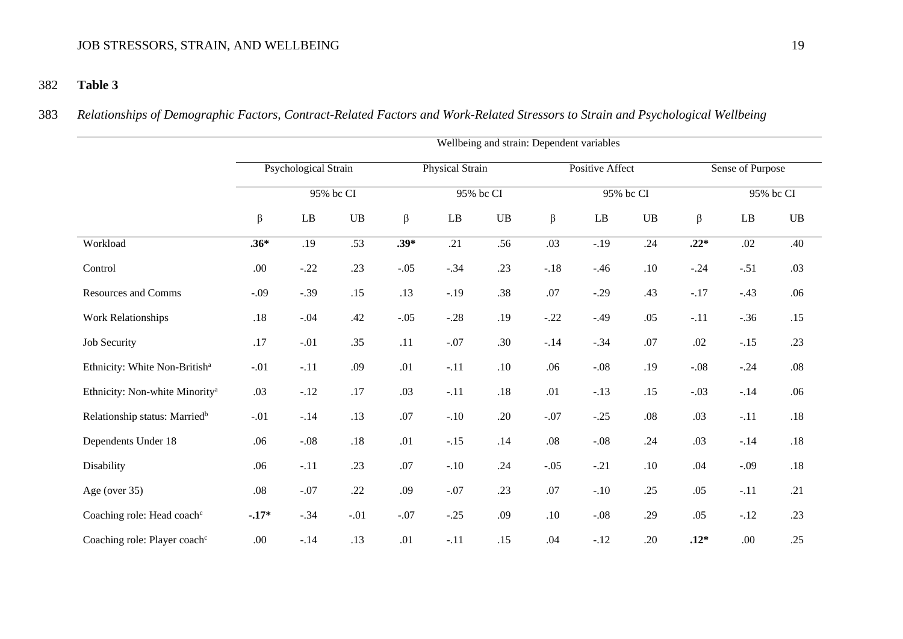**Table 3**

*Relationships of Demographic Factors, Contract-Related Factors and Work-Related Stressors to Strain and Psychological Wellbeing*

| | Wellbeing and strain: Dependent variables | | | | | | | | | | | |
|---|---|---|---|---|---|---|---|---|---|---|---|---|
| | Psychological Strain | | | Physical Strain | | | Positive Affect | | | Sense of Purpose | | |
| | | 95% bc CI | | | 95% bc CI | | | 95% bc CI | | | 95% bc CI | |
| | β | LB | UB | β | LB | UB | β | LB | UB | β | LB | UB |
| Workload | **.36*** | .19 | .53 | **.39*** | .21 | .56 | .03 | -.19 | .24 | **.22*** | .02 | .40 |
| Control | .00 | -.22 | .23 | -.05 | -.34 | .23 | -.18 | -.46 | .10 | -.24 | -.51 | .03 |
| Resources and Comms | -.09 | -.39 | .15 | .13 | -.19 | .38 | .07 | -.29 | .43 | -.17 | -.43 | .06 |
| Work Relationships | .18 | -.04 | .42 | -.05 | -.28 | .19 | -.22 | -.49 | .05 | -.11 | -.36 | .15 |
| Job Security | .17 | -.01 | .35 | .11 | -.07 | .30 | -.14 | -.34 | .07 | .02 | -.15 | .23 |
| Ethnicity: White Non-British[a] | -.01 | -.11 | .09 | .01 | -.11 | .10 | .06 | -.08 | .19 | -.08 | -.24 | .08 |
| Ethnicity: Non-white Minority[a] | .03 | -.12 | .17 | .03 | -.11 | .18 | .01 | -.13 | .15 | -.03 | -.14 | .06 |
| Relationship status: Married[b] | -.01 | -.14 | .13 | .07 | -.10 | .20 | -.07 | -.25 | .08 | .03 | -.11 | .18 |
| Dependents Under 18 | .06 | -.08 | .18 | .01 | -.15 | .14 | .08 | -.08 | .24 | .03 | -.14 | .18 |
| Disability | .06 | -.11 | .23 | .07 | -.10 | .24 | -.05 | -.21 | .10 | .04 | -.09 | .18 |
| Age (over 35) | .08 | -.07 | .22 | .09 | -.07 | .23 | .07 | -.10 | .25 | .05 | -.11 | .21 |
| Coaching role: Head coach[c] | **-.17*** | -.34 | -.01 | -.07 | -.25 | .09 | .10 | -.08 | .29 | .05 | -.12 | .23 |
| Coaching role: Player coach[c] | .00 | -.14 | .13 | .01 | -.11 | .15 | .04 | -.12 | .20 | **.12*** | .00 | .25 |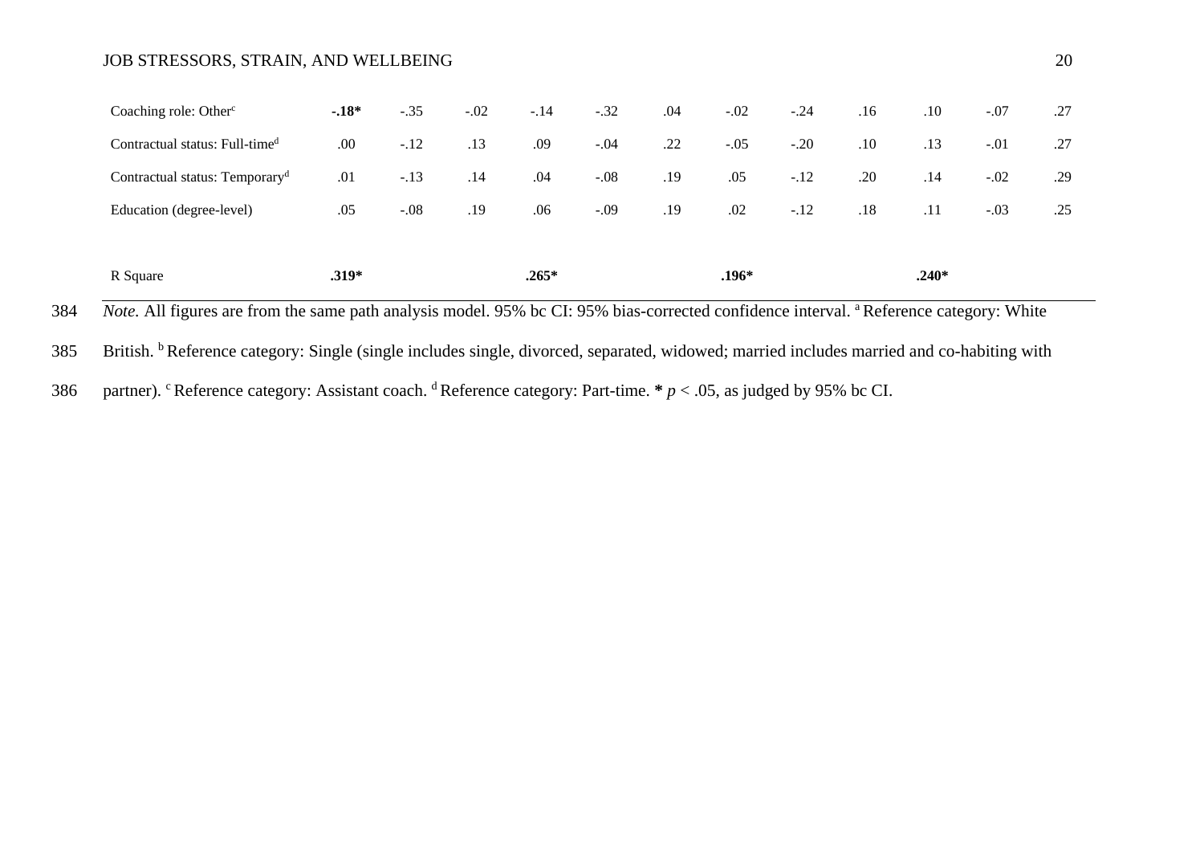| | | | | | | | | | | | | |
|---|---|---|---|---|---|---|---|---|---|---|---|---|
| Coaching role: Other[c] | **-.18*** | -.35 | -.02 | -.14 | -.32 | .04 | -.02 | -.24 | .16 | .10 | -.07 | .27 |
| Contractual status: Full-time[d] | .00 | -.12 | .13 | .09 | -.04 | .22 | -.05 | -.20 | .10 | .13 | -.01 | .27 |
| Contractual status: Temporary[d] | .01 | -.13 | .14 | .04 | -.08 | .19 | .05 | -.12 | .20 | .14 | -.02 | .29 |
| Education (degree-level) | .05 | -.08 | .19 | .06 | -.09 | .19 | .02 | -.12 | .18 | .11 | -.03 | .25 |
| | | | | | | | | | | | | |
| R Square | **.319*** | | | **.265*** | | | **.196*** | | | **.240*** | | |

*Note.* All figures are from the same path analysis model. 95% bc CI: 95% bias-corrected confidence interval. [a] Reference category: White British. [b] Reference category: Single (single includes single, divorced, separated, widowed; married includes married and co-habiting with partner). [c] Reference category: Assistant coach. [d] Reference category: Part-time. **\*** $p < .05$, as judged by 95% bc CI.